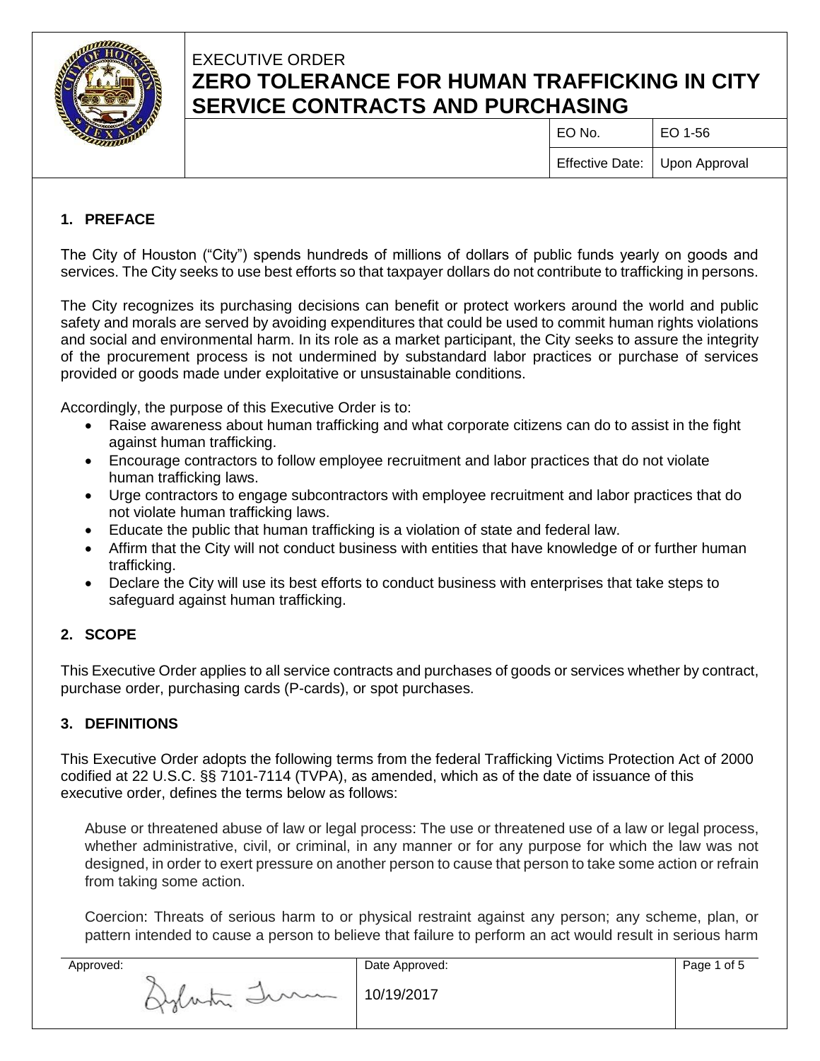EXECUTIVE ORDER

# ZERO TOLERANCE FOR HUMAN TRAFFICKING IN CITY SERVICE CONTRACTS AND PURCHASING

| EO No. | EO 1-56 |
| --- | --- |
| Effective Date: | Upon Approval |

## 1. PREFACE

The City of Houston ("City") spends hundreds of millions of dollars of public funds yearly on goods and services. The City seeks to use best efforts so that taxpayer dollars do not contribute to trafficking in persons.

The City recognizes its purchasing decisions can benefit or protect workers around the world and public safety and morals are served by avoiding expenditures that could be used to commit human rights violations and social and environmental harm. In its role as a market participant, the City seeks to assure the integrity of the procurement process is not undermined by substandard labor practices or purchase of services provided or goods made under exploitative or unsustainable conditions.

Accordingly, the purpose of this Executive Order is to:

- Raise awareness about human trafficking and what corporate citizens can do to assist in the fight against human trafficking.
- Encourage contractors to follow employee recruitment and labor practices that do not violate human trafficking laws.
- Urge contractors to engage subcontractors with employee recruitment and labor practices that do not violate human trafficking laws.
- Educate the public that human trafficking is a violation of state and federal law.
- Affirm that the City will not conduct business with entities that have knowledge of or further human trafficking.
- Declare the City will use its best efforts to conduct business with enterprises that take steps to safeguard against human trafficking.

## 2. SCOPE

This Executive Order applies to all service contracts and purchases of goods or services whether by contract, purchase order, purchasing cards (P-cards), or spot purchases.

## 3. DEFINITIONS

This Executive Order adopts the following terms from the federal Trafficking Victims Protection Act of 2000 codified at 22 U.S.C. §§ 7101-7114 (TVPA), as amended, which as of the date of issuance of this executive order, defines the terms below as follows:

Abuse or threatened abuse of law or legal process: The use or threatened use of a law or legal process, whether administrative, civil, or criminal, in any manner or for any purpose for which the law was not designed, in order to exert pressure on another person to cause that person to take some action or refrain from taking some action.

Coercion: Threats of serious harm to or physical restraint against any person; any scheme, plan, or pattern intended to cause a person to believe that failure to perform an act would result in serious harm

| Approved: | Date Approved: |
| --- | --- |
| | 10/19/2017 |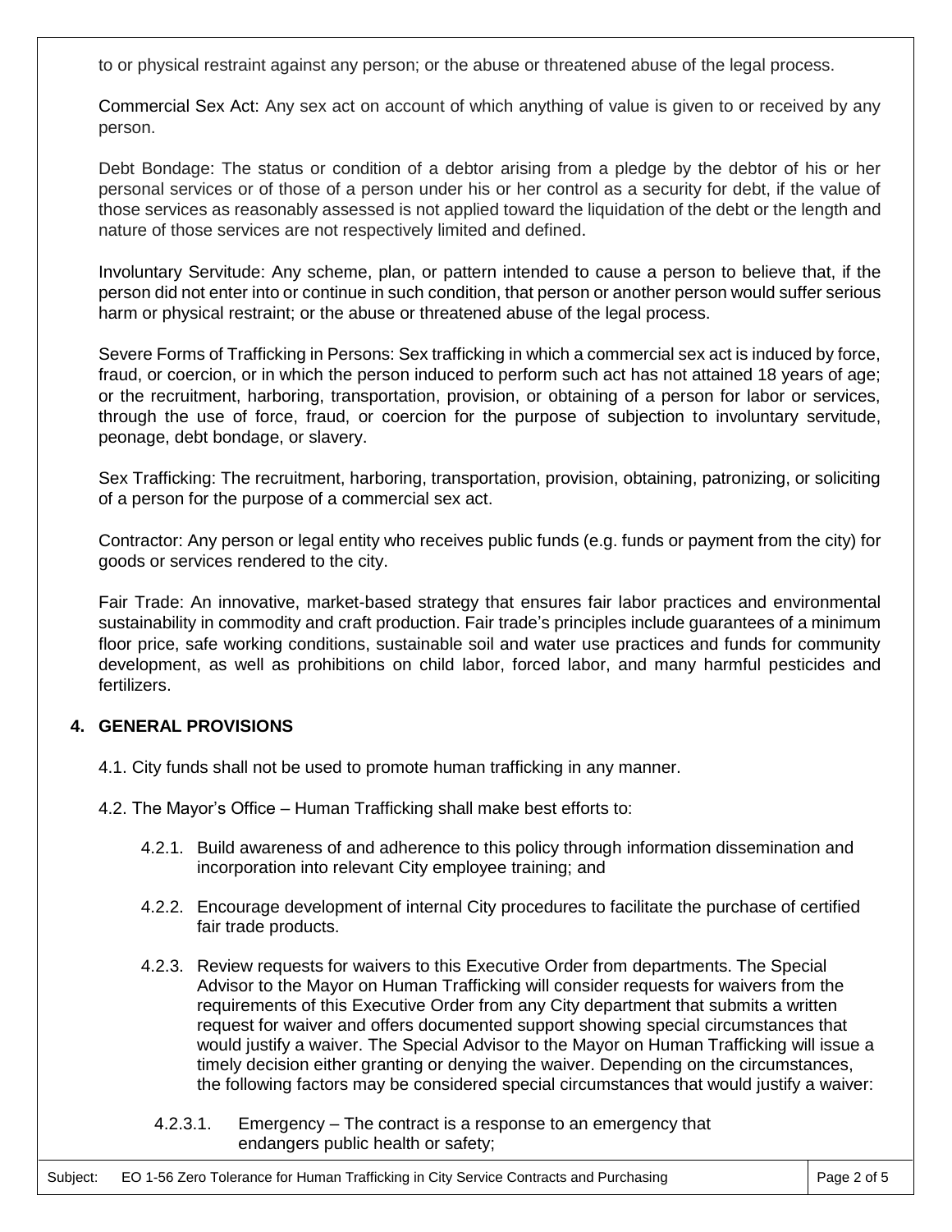to or physical restraint against any person; or the abuse or threatened abuse of the legal process.

Commercial Sex Act: Any sex act on account of which anything of value is given to or received by any person.

Debt Bondage: The status or condition of a debtor arising from a pledge by the debtor of his or her personal services or of those of a person under his or her control as a security for debt, if the value of those services as reasonably assessed is not applied toward the liquidation of the debt or the length and nature of those services are not respectively limited and defined.

Involuntary Servitude: Any scheme, plan, or pattern intended to cause a person to believe that, if the person did not enter into or continue in such condition, that person or another person would suffer serious harm or physical restraint; or the abuse or threatened abuse of the legal process.

Severe Forms of Trafficking in Persons: Sex trafficking in which a commercial sex act is induced by force, fraud, or coercion, or in which the person induced to perform such act has not attained 18 years of age; or the recruitment, harboring, transportation, provision, or obtaining of a person for labor or services, through the use of force, fraud, or coercion for the purpose of subjection to involuntary servitude, peonage, debt bondage, or slavery.

Sex Trafficking: The recruitment, harboring, transportation, provision, obtaining, patronizing, or soliciting of a person for the purpose of a commercial sex act.

Contractor: Any person or legal entity who receives public funds (e.g. funds or payment from the city) for goods or services rendered to the city.

Fair Trade: An innovative, market-based strategy that ensures fair labor practices and environmental sustainability in commodity and craft production. Fair trade's principles include guarantees of a minimum floor price, safe working conditions, sustainable soil and water use practices and funds for community development, as well as prohibitions on child labor, forced labor, and many harmful pesticides and fertilizers.

## 4. GENERAL PROVISIONS

4.1. City funds shall not be used to promote human trafficking in any manner.

4.2. The Mayor's Office – Human Trafficking shall make best efforts to:

4.2.1. Build awareness of and adherence to this policy through information dissemination and incorporation into relevant City employee training; and

4.2.2. Encourage development of internal City procedures to facilitate the purchase of certified fair trade products.

4.2.3. Review requests for waivers to this Executive Order from departments. The Special Advisor to the Mayor on Human Trafficking will consider requests for waivers from the requirements of this Executive Order from any City department that submits a written request for waiver and offers documented support showing special circumstances that would justify a waiver. The Special Advisor to the Mayor on Human Trafficking will issue a timely decision either granting or denying the waiver. Depending on the circumstances, the following factors may be considered special circumstances that would justify a waiver:

4.2.3.1. Emergency – The contract is a response to an emergency that endangers public health or safety;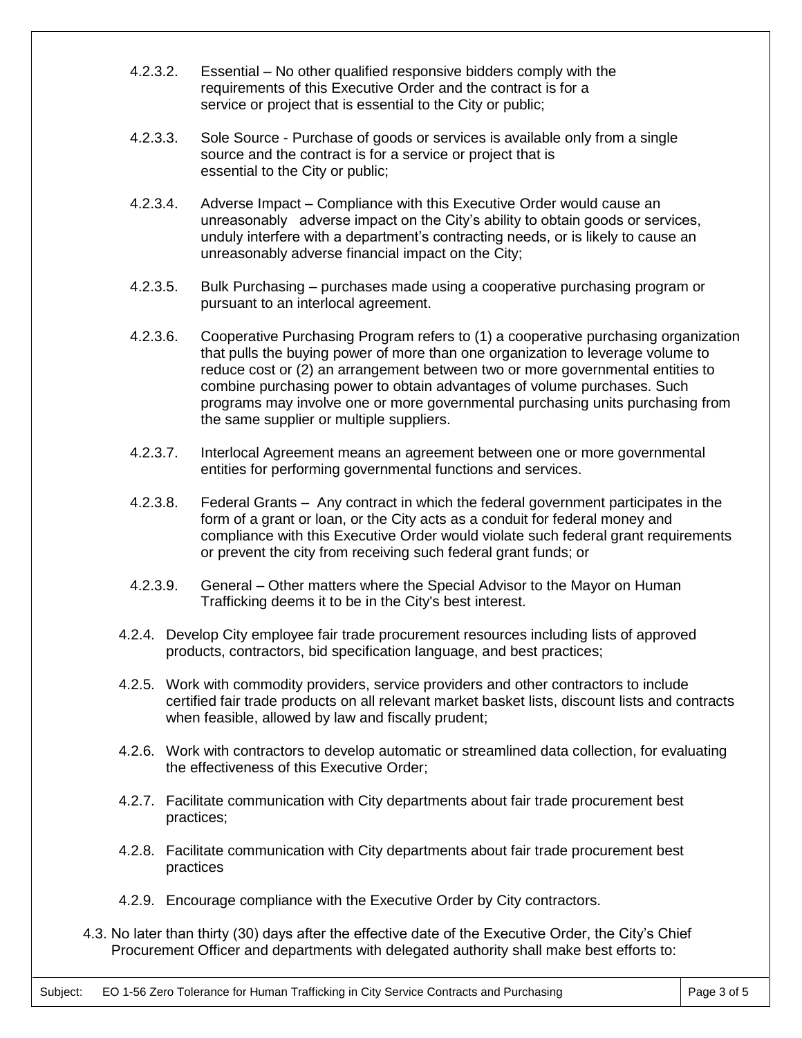4.2.3.2. Essential – No other qualified responsive bidders comply with the requirements of this Executive Order and the contract is for a service or project that is essential to the City or public;

4.2.3.3. Sole Source - Purchase of goods or services is available only from a single source and the contract is for a service or project that is essential to the City or public;

4.2.3.4. Adverse Impact – Compliance with this Executive Order would cause an unreasonably adverse impact on the City's ability to obtain goods or services, unduly interfere with a department's contracting needs, or is likely to cause an unreasonably adverse financial impact on the City;

4.2.3.5. Bulk Purchasing – purchases made using a cooperative purchasing program or pursuant to an interlocal agreement.

4.2.3.6. Cooperative Purchasing Program refers to (1) a cooperative purchasing organization that pulls the buying power of more than one organization to leverage volume to reduce cost or (2) an arrangement between two or more governmental entities to combine purchasing power to obtain advantages of volume purchases. Such programs may involve one or more governmental purchasing units purchasing from the same supplier or multiple suppliers.

4.2.3.7. Interlocal Agreement means an agreement between one or more governmental entities for performing governmental functions and services.

4.2.3.8. Federal Grants – Any contract in which the federal government participates in the form of a grant or loan, or the City acts as a conduit for federal money and compliance with this Executive Order would violate such federal grant requirements or prevent the city from receiving such federal grant funds; or

4.2.3.9. General – Other matters where the Special Advisor to the Mayor on Human Trafficking deems it to be in the City's best interest.

4.2.4. Develop City employee fair trade procurement resources including lists of approved products, contractors, bid specification language, and best practices;

4.2.5. Work with commodity providers, service providers and other contractors to include certified fair trade products on all relevant market basket lists, discount lists and contracts when feasible, allowed by law and fiscally prudent;

4.2.6. Work with contractors to develop automatic or streamlined data collection, for evaluating the effectiveness of this Executive Order;

4.2.7. Facilitate communication with City departments about fair trade procurement best practices;

4.2.8. Facilitate communication with City departments about fair trade procurement best practices

4.2.9. Encourage compliance with the Executive Order by City contractors.

4.3. No later than thirty (30) days after the effective date of the Executive Order, the City's Chief Procurement Officer and departments with delegated authority shall make best efforts to: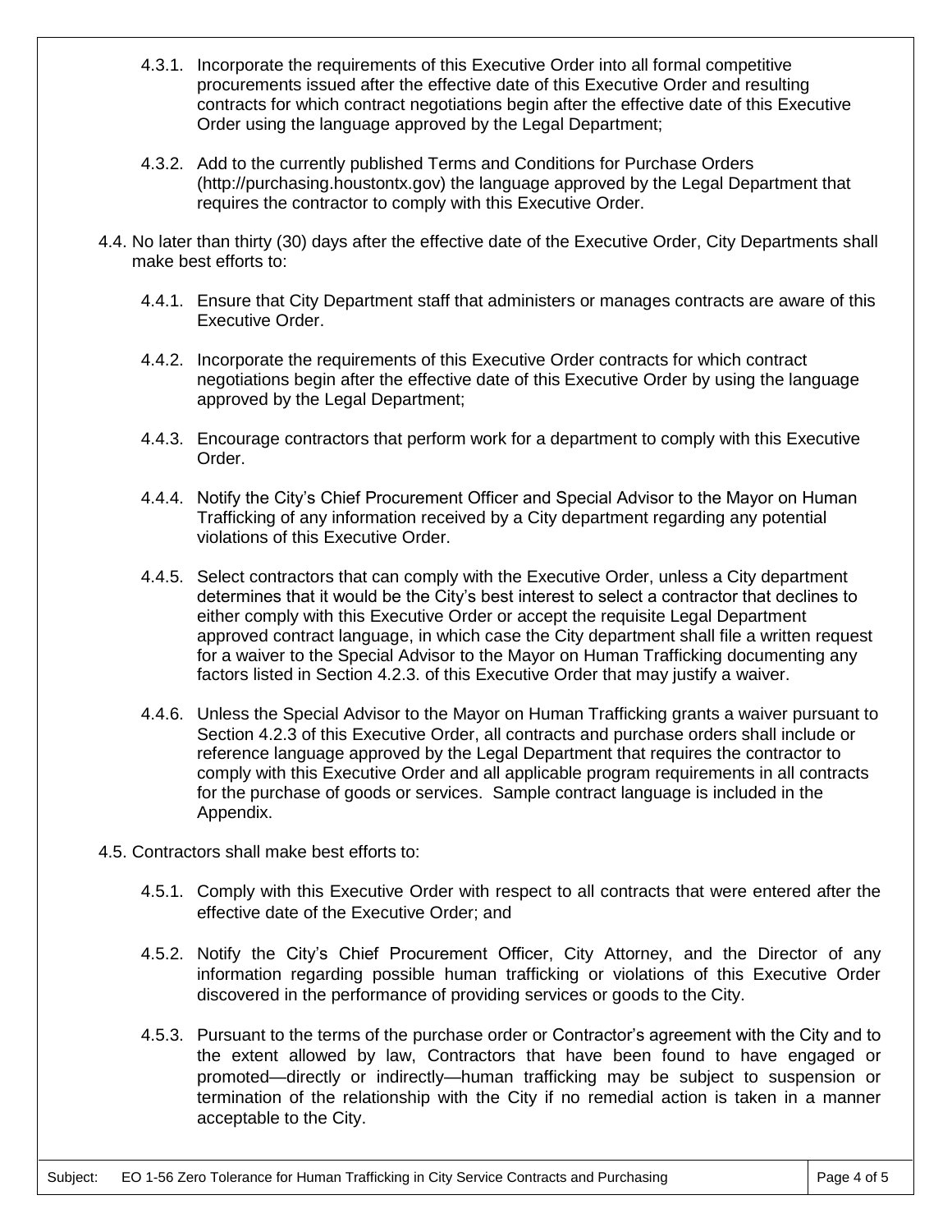4.3.1. Incorporate the requirements of this Executive Order into all formal competitive procurements issued after the effective date of this Executive Order and resulting contracts for which contract negotiations begin after the effective date of this Executive Order using the language approved by the Legal Department;

4.3.2. Add to the currently published Terms and Conditions for Purchase Orders (http://purchasing.houstontx.gov) the language approved by the Legal Department that requires the contractor to comply with this Executive Order.

4.4. No later than thirty (30) days after the effective date of the Executive Order, City Departments shall make best efforts to:

4.4.1. Ensure that City Department staff that administers or manages contracts are aware of this Executive Order.

4.4.2. Incorporate the requirements of this Executive Order contracts for which contract negotiations begin after the effective date of this Executive Order by using the language approved by the Legal Department;

4.4.3. Encourage contractors that perform work for a department to comply with this Executive Order.

4.4.4. Notify the City's Chief Procurement Officer and Special Advisor to the Mayor on Human Trafficking of any information received by a City department regarding any potential violations of this Executive Order.

4.4.5. Select contractors that can comply with the Executive Order, unless a City department determines that it would be the City's best interest to select a contractor that declines to either comply with this Executive Order or accept the requisite Legal Department approved contract language, in which case the City department shall file a written request for a waiver to the Special Advisor to the Mayor on Human Trafficking documenting any factors listed in Section 4.2.3. of this Executive Order that may justify a waiver.

4.4.6. Unless the Special Advisor to the Mayor on Human Trafficking grants a waiver pursuant to Section 4.2.3 of this Executive Order, all contracts and purchase orders shall include or reference language approved by the Legal Department that requires the contractor to comply with this Executive Order and all applicable program requirements in all contracts for the purchase of goods or services. Sample contract language is included in the Appendix.

4.5. Contractors shall make best efforts to:

4.5.1. Comply with this Executive Order with respect to all contracts that were entered after the effective date of the Executive Order; and

4.5.2. Notify the City's Chief Procurement Officer, City Attorney, and the Director of any information regarding possible human trafficking or violations of this Executive Order discovered in the performance of providing services or goods to the City.

4.5.3. Pursuant to the terms of the purchase order or Contractor's agreement with the City and to the extent allowed by law, Contractors that have been found to have engaged or promoted—directly or indirectly—human trafficking may be subject to suspension or termination of the relationship with the City if no remedial action is taken in a manner acceptable to the City.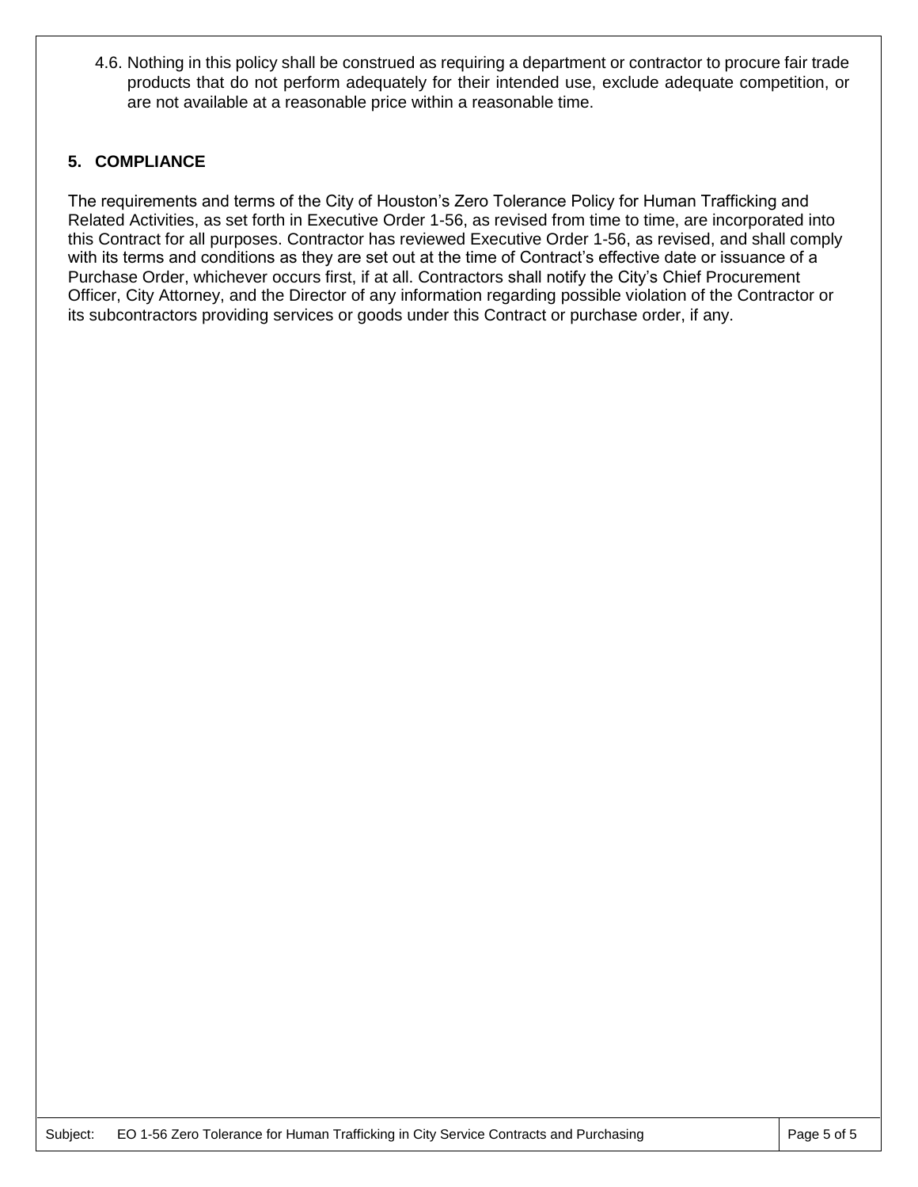4.6. Nothing in this policy shall be construed as requiring a department or contractor to procure fair trade products that do not perform adequately for their intended use, exclude adequate competition, or are not available at a reasonable price within a reasonable time.

## 5. COMPLIANCE

The requirements and terms of the City of Houston's Zero Tolerance Policy for Human Trafficking and Related Activities, as set forth in Executive Order 1-56, as revised from time to time, are incorporated into this Contract for all purposes. Contractor has reviewed Executive Order 1-56, as revised, and shall comply with its terms and conditions as they are set out at the time of Contract's effective date or issuance of a Purchase Order, whichever occurs first, if at all. Contractors shall notify the City's Chief Procurement Officer, City Attorney, and the Director of any information regarding possible violation of the Contractor or its subcontractors providing services or goods under this Contract or purchase order, if any.